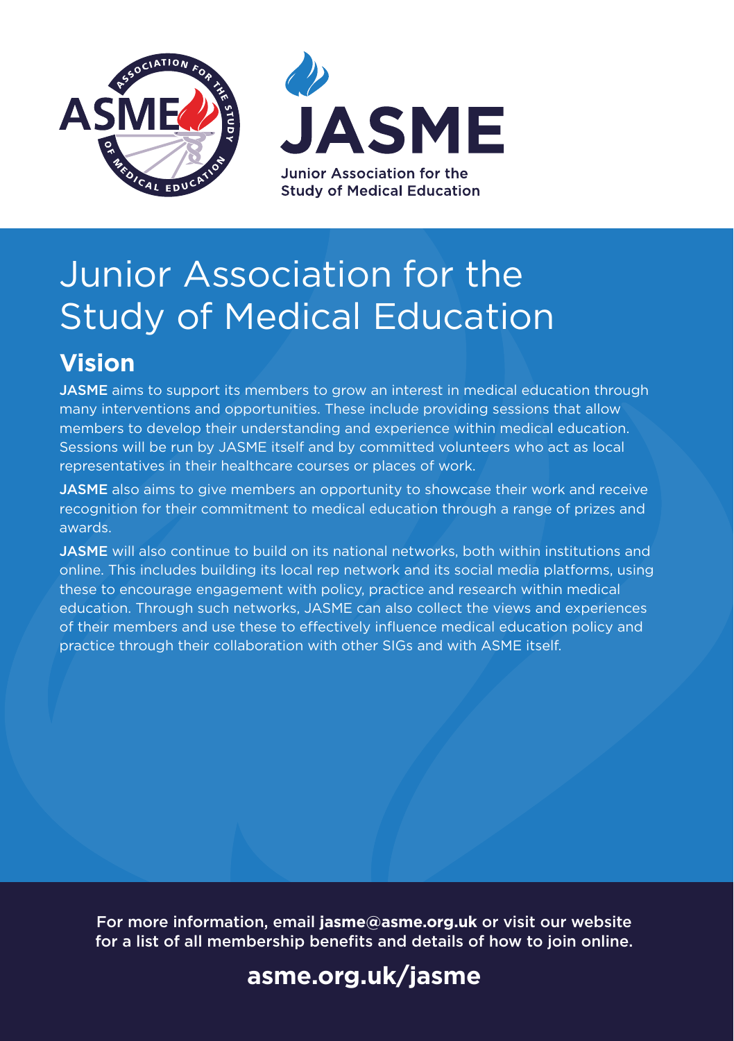# Junior Association for the Study of Medical Education

## Vision

**JASME** aims to support its members to grow an interest in medical education through many interventions and opportunities. These include providing sessions that allow members to develop their understanding and experience within medical education. Sessions will be run by JASME itself and by committed volunteers who act as local representatives in their healthcare courses or places of work.

**JASME** also aims to give members an opportunity to showcase their work and receive recognition for their commitment to medical education through a range of prizes and awards.

**JASME** will also continue to build on its national networks, both within institutions and online. This includes building its local rep network and its social media platforms, using these to encourage engagement with policy, practice and research within medical education. Through such networks, JASME can also collect the views and experiences of their members and use these to effectively influence medical education policy and practice through their collaboration with other SIGs and with ASME itself.

For more information, email **jasme@asme.org.uk** or visit our website for a list of all membership benefits and details of how to join online.

**asme.org.uk/jasme**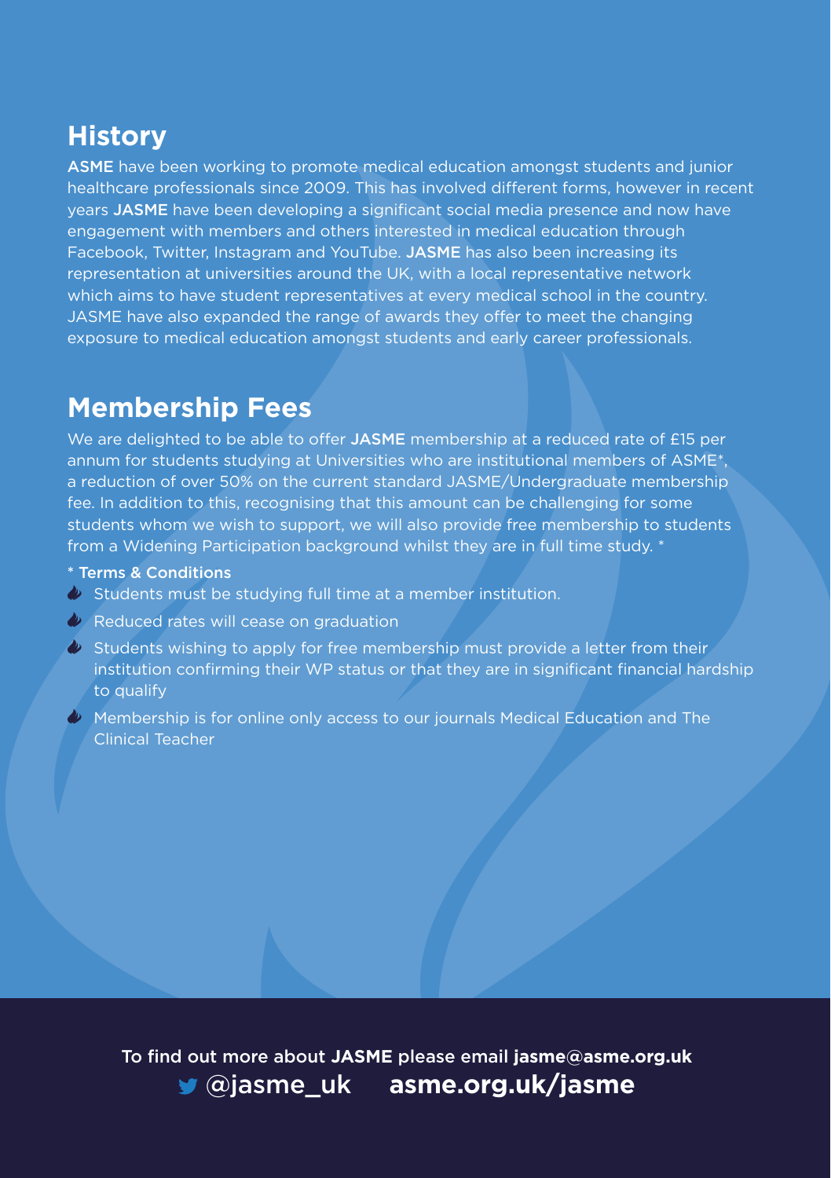## History

**ASME** have been working to promote medical education amongst students and junior healthcare professionals since 2009. This has involved different forms, however in recent years **JASME** have been developing a significant social media presence and now have engagement with members and others interested in medical education through Facebook, Twitter, Instagram and YouTube. **JASME** has also been increasing its representation at universities around the UK, with a local representative network which aims to have student representatives at every medical school in the country. JASME have also expanded the range of awards they offer to meet the changing exposure to medical education amongst students and early career professionals.

## Membership Fees

We are delighted to be able to offer **JASME** membership at a reduced rate of £15 per annum for students studying at Universities who are institutional members of ASME*, a reduction of over 50% on the current standard JASME/Undergraduate membership fee. In addition to this, recognising that this amount can be challenging for some students whom we wish to support, we will also provide free membership to students from a Widening Participation background whilst they are in full time study. *

\* **Terms & Conditions**

- Students must be studying full time at a member institution.
- Reduced rates will cease on graduation
- Students wishing to apply for free membership must provide a letter from their institution confirming their WP status or that they are in significant financial hardship to qualify
- Membership is for online only access to our journals Medical Education and The Clinical Teacher

To find out more about **JASME** please email **jasme@asme.org.uk**

@jasme_uk **asme.org.uk/jasme**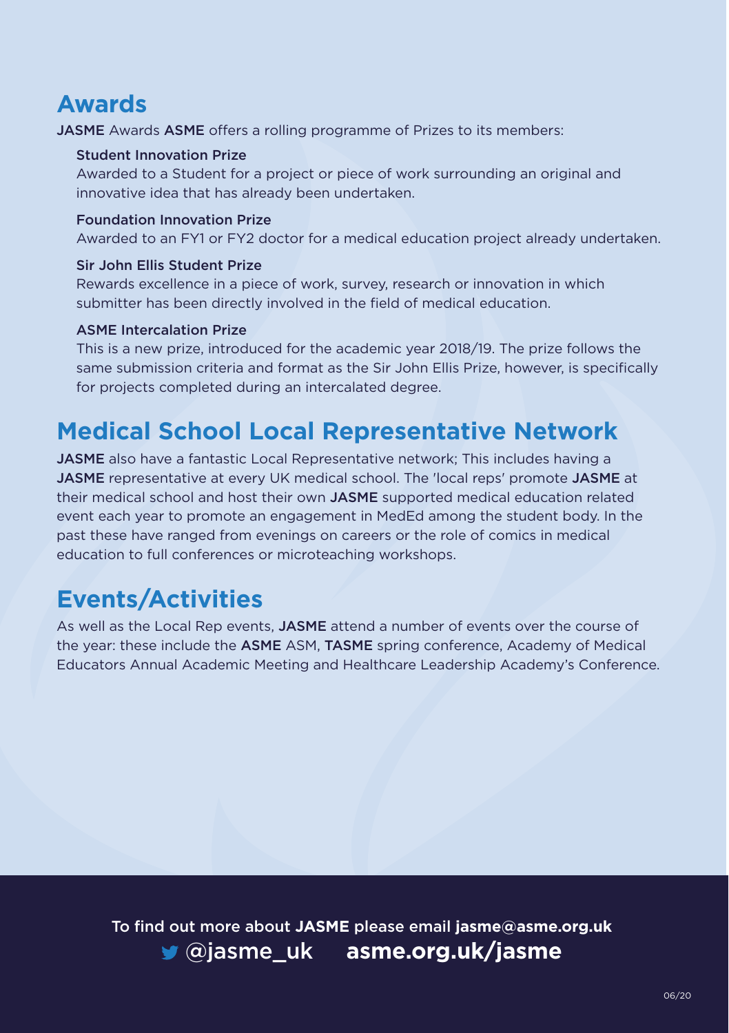## Awards

**JASME** Awards **ASME** offers a rolling programme of Prizes to its members:

**Student Innovation Prize**
Awarded to a Student for a project or piece of work surrounding an original and innovative idea that has already been undertaken.

**Foundation Innovation Prize**
Awarded to an FY1 or FY2 doctor for a medical education project already undertaken.

**Sir John Ellis Student Prize**
Rewards excellence in a piece of work, survey, research or innovation in which submitter has been directly involved in the field of medical education.

**ASME Intercalation Prize**
This is a new prize, introduced for the academic year 2018/19. The prize follows the same submission criteria and format as the Sir John Ellis Prize, however, is specifically for projects completed during an intercalated degree.

## Medical School Local Representative Network

**JASME** also have a fantastic Local Representative network; This includes having a **JASME** representative at every UK medical school. The 'local reps' promote **JASME** at their medical school and host their own **JASME** supported medical education related event each year to promote an engagement in MedEd among the student body. In the past these have ranged from evenings on careers or the role of comics in medical education to full conferences or microteaching workshops.

## Events/Activities

As well as the Local Rep events, **JASME** attend a number of events over the course of the year: these include the **ASME** ASM, **TASME** spring conference, Academy of Medical Educators Annual Academic Meeting and Healthcare Leadership Academy's Conference.

To find out more about **JASME** please email **jasme@asme.org.uk**

**@jasme_uk** **asme.org.uk/jasme**

06/20